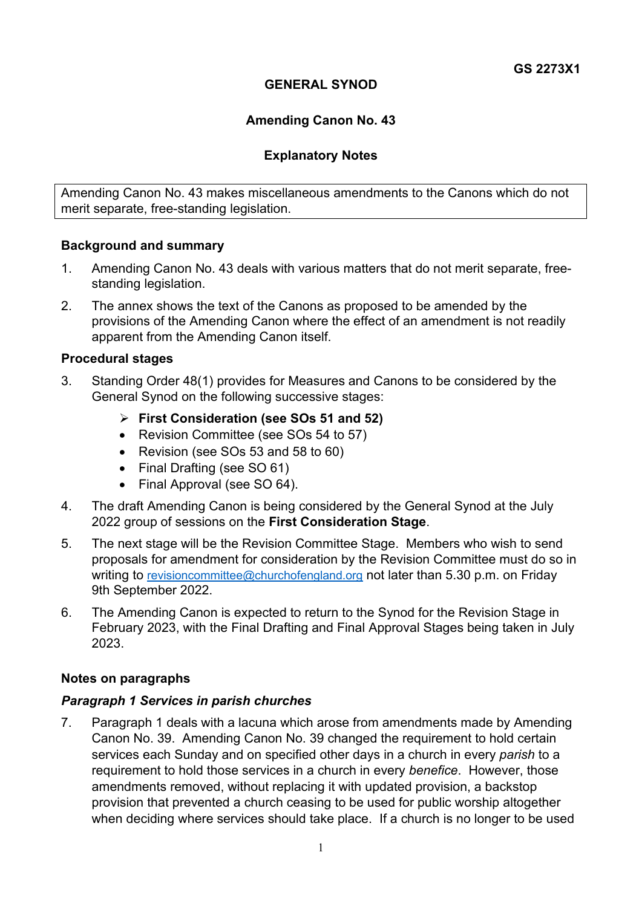**GS 2273X1**

# GENERAL SYNOD

## Amending Canon No. 43

## Explanatory Notes

Amending Canon No. 43 makes miscellaneous amendments to the Canons which do not merit separate, free-standing legislation.

### Background and summary

1. Amending Canon No. 43 deals with various matters that do not merit separate, free-standing legislation.
2. The annex shows the text of the Canons as proposed to be amended by the provisions of the Amending Canon where the effect of an amendment is not readily apparent from the Amending Canon itself.

### Procedural stages

3. Standing Order 48(1) provides for Measures and Canons to be considered by the General Synod on the following successive stages:
   - **First Consideration (see SOs 51 and 52)**
   - Revision Committee (see SOs 54 to 57)
   - Revision (see SOs 53 and 58 to 60)
   - Final Drafting (see SO 61)
   - Final Approval (see SO 64).
4. The draft Amending Canon is being considered by the General Synod at the July 2022 group of sessions on the **First Consideration Stage**.
5. The next stage will be the Revision Committee Stage. Members who wish to send proposals for amendment for consideration by the Revision Committee must do so in writing to revisioncommittee@churchofengland.org not later than 5.30 p.m. on Friday 9th September 2022.
6. The Amending Canon is expected to return to the Synod for the Revision Stage in February 2023, with the Final Drafting and Final Approval Stages being taken in July 2023.

### Notes on paragraphs

#### *Paragraph 1 Services in parish churches*

7. Paragraph 1 deals with a lacuna which arose from amendments made by Amending Canon No. 39. Amending Canon No. 39 changed the requirement to hold certain services each Sunday and on specified other days in a church in every *parish* to a requirement to hold those services in a church in every *benefice*. However, those amendments removed, without replacing it with updated provision, a backstop provision that prevented a church ceasing to be used for public worship altogether when deciding where services should take place. If a church is no longer to be used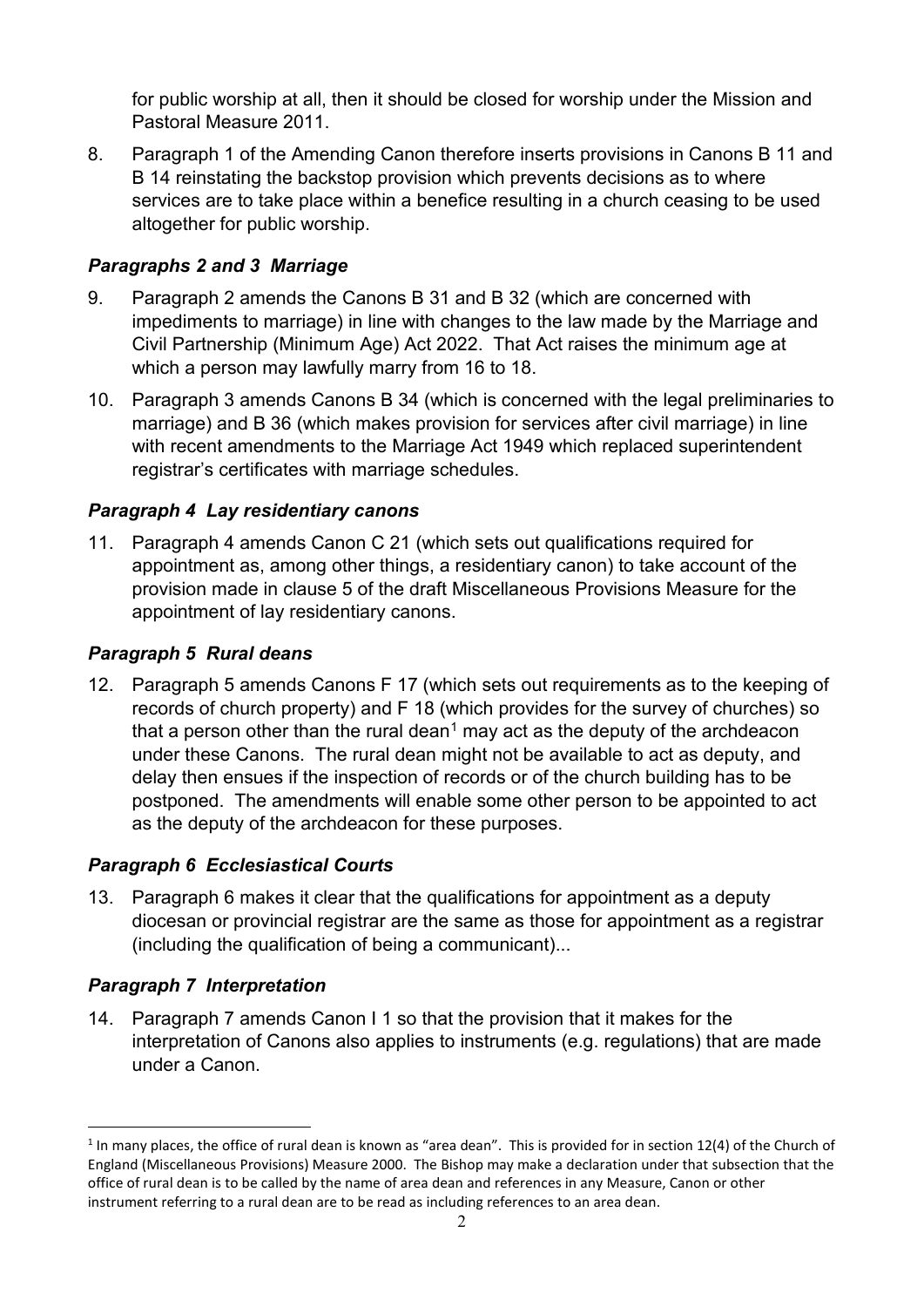for public worship at all, then it should be closed for worship under the Mission and Pastoral Measure 2011.

8. Paragraph 1 of the Amending Canon therefore inserts provisions in Canons B 11 and B 14 reinstating the backstop provision which prevents decisions as to where services are to take place within a benefice resulting in a church ceasing to be used altogether for public worship.

### *Paragraphs 2 and 3 Marriage*

9. Paragraph 2 amends the Canons B 31 and B 32 (which are concerned with impediments to marriage) in line with changes to the law made by the Marriage and Civil Partnership (Minimum Age) Act 2022. That Act raises the minimum age at which a person may lawfully marry from 16 to 18.

10. Paragraph 3 amends Canons B 34 (which is concerned with the legal preliminaries to marriage) and B 36 (which makes provision for services after civil marriage) in line with recent amendments to the Marriage Act 1949 which replaced superintendent registrar's certificates with marriage schedules.

### *Paragraph 4 Lay residentiary canons*

11. Paragraph 4 amends Canon C 21 (which sets out qualifications required for appointment as, among other things, a residentiary canon) to take account of the provision made in clause 5 of the draft Miscellaneous Provisions Measure for the appointment of lay residentiary canons.

### *Paragraph 5 Rural deans*

12. Paragraph 5 amends Canons F 17 (which sets out requirements as to the keeping of records of church property) and F 18 (which provides for the survey of churches) so that a person other than the rural dean[1] may act as the deputy of the archdeacon under these Canons. The rural dean might not be available to act as deputy, and delay then ensues if the inspection of records or of the church building has to be postponed. The amendments will enable some other person to be appointed to act as the deputy of the archdeacon for these purposes.

### *Paragraph 6 Ecclesiastical Courts*

13. Paragraph 6 makes it clear that the qualifications for appointment as a deputy diocesan or provincial registrar are the same as those for appointment as a registrar (including the qualification of being a communicant)...

### *Paragraph 7 Interpretation*

14. Paragraph 7 amends Canon I 1 so that the provision that it makes for the interpretation of Canons also applies to instruments (e.g. regulations) that are made under a Canon.

---

[1] In many places, the office of rural dean is known as "area dean". This is provided for in section 12(4) of the Church of England (Miscellaneous Provisions) Measure 2000. The Bishop may make a declaration under that subsection that the office of rural dean is to be called by the name of area dean and references in any Measure, Canon or other instrument referring to a rural dean are to be read as including references to an area dean.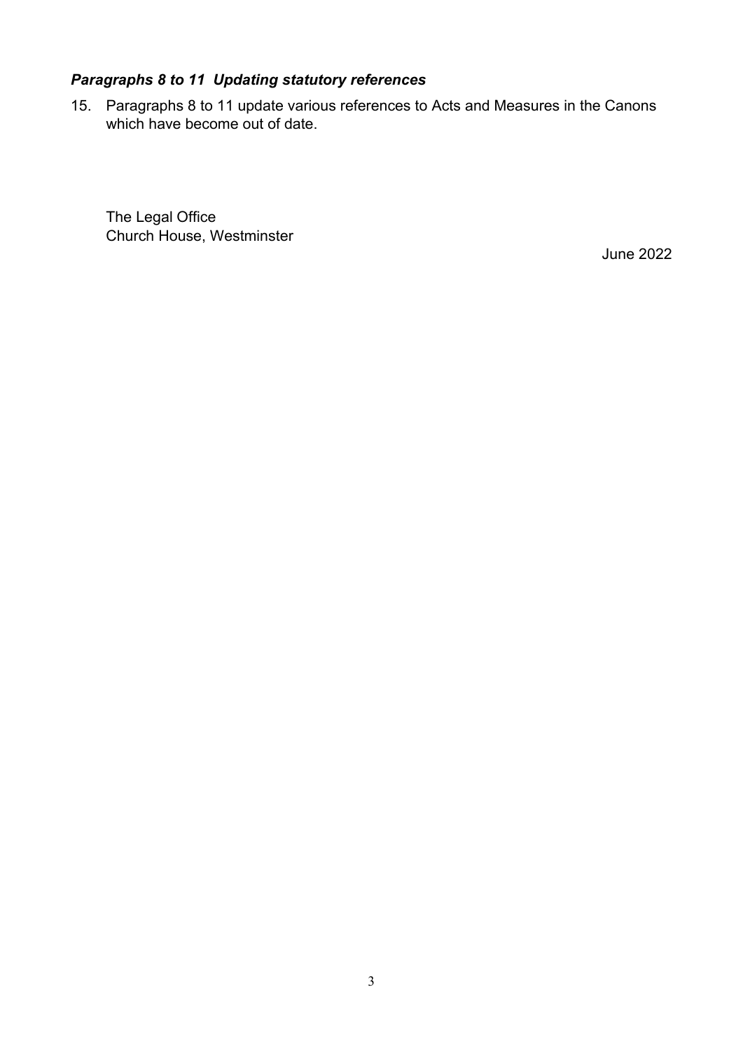### *Paragraphs 8 to 11  Updating statutory references*

15. Paragraphs 8 to 11 update various references to Acts and Measures in the Canons which have become out of date.

The Legal Office
Church House, Westminster

June 2022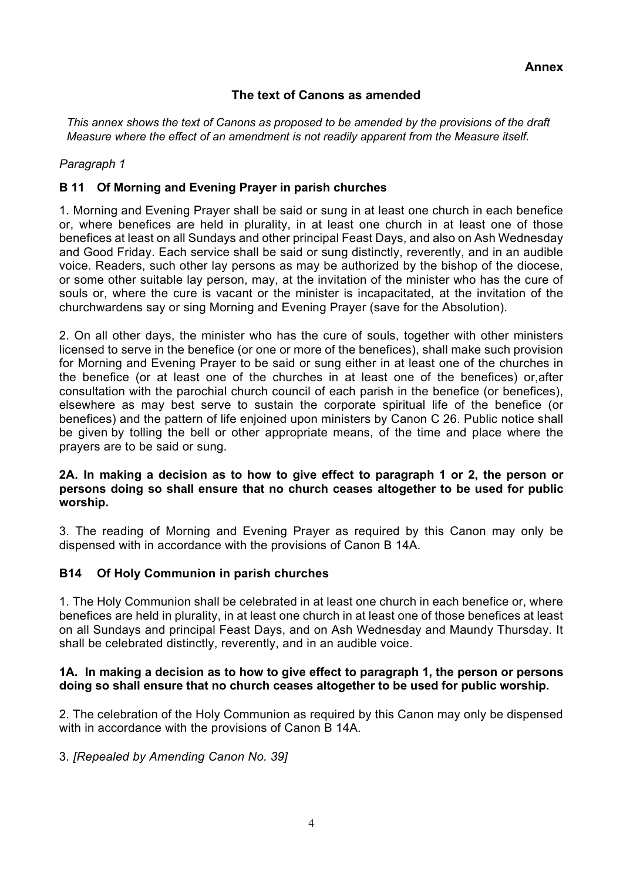**Annex**

## The text of Canons as amended

*This annex shows the text of Canons as proposed to be amended by the provisions of the draft Measure where the effect of an amendment is not readily apparent from the Measure itself.*

*Paragraph 1*

### B 11 Of Morning and Evening Prayer in parish churches

1. Morning and Evening Prayer shall be said or sung in at least one church in each benefice or, where benefices are held in plurality, in at least one church in at least one of those benefices at least on all Sundays and other principal Feast Days, and also on Ash Wednesday and Good Friday. Each service shall be said or sung distinctly, reverently, and in an audible voice. Readers, such other lay persons as may be authorized by the bishop of the diocese, or some other suitable lay person, may, at the invitation of the minister who has the cure of souls or, where the cure is vacant or the minister is incapacitated, at the invitation of the churchwardens say or sing Morning and Evening Prayer (save for the Absolution).

2. On all other days, the minister who has the cure of souls, together with other ministers licensed to serve in the benefice (or one or more of the benefices), shall make such provision for Morning and Evening Prayer to be said or sung either in at least one of the churches in the benefice (or at least one of the churches in at least one of the benefices) or,after consultation with the parochial church council of each parish in the benefice (or benefices), elsewhere as may best serve to sustain the corporate spiritual life of the benefice (or benefices) and the pattern of life enjoined upon ministers by Canon C 26. Public notice shall be given by tolling the bell or other appropriate means, of the time and place where the prayers are to be said or sung.

**2A. In making a decision as to how to give effect to paragraph 1 or 2, the person or persons doing so shall ensure that no church ceases altogether to be used for public worship.**

3. The reading of Morning and Evening Prayer as required by this Canon may only be dispensed with in accordance with the provisions of Canon B 14A.

### B14 Of Holy Communion in parish churches

1. The Holy Communion shall be celebrated in at least one church in each benefice or, where benefices are held in plurality, in at least one church in at least one of those benefices at least on all Sundays and principal Feast Days, and on Ash Wednesday and Maundy Thursday. It shall be celebrated distinctly, reverently, and in an audible voice.

**1A. In making a decision as to how to give effect to paragraph 1, the person or persons doing so shall ensure that no church ceases altogether to be used for public worship.**

2. The celebration of the Holy Communion as required by this Canon may only be dispensed with in accordance with the provisions of Canon B 14A.

3. *[Repealed by Amending Canon No. 39]*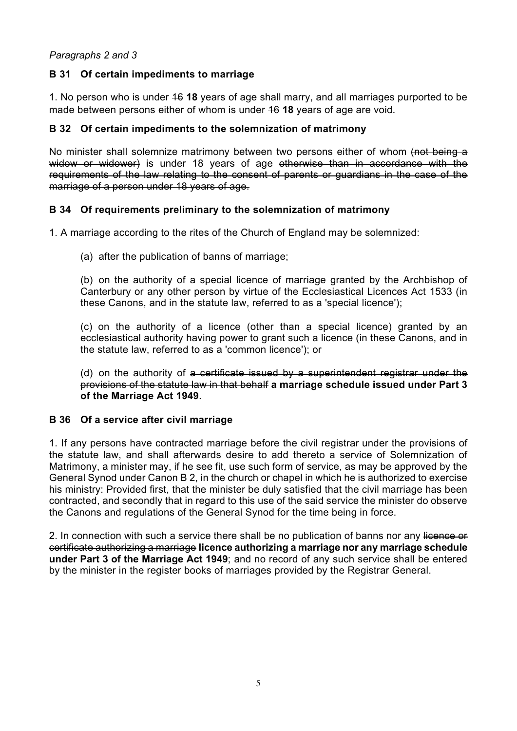*Paragraphs 2 and 3*

**B 31 Of certain impediments to marriage**

1. No person who is under ~~16~~ **18** years of age shall marry, and all marriages purported to be made between persons either of whom is under ~~16~~ **18** years of age are void.

**B 32 Of certain impediments to the solemnization of matrimony**

No minister shall solemnize matrimony between two persons either of whom ~~(not being a widow or widower)~~ is under 18 years of age ~~otherwise than in accordance with the requirements of the law relating to the consent of parents or guardians in the case of the marriage of a person under 18 years of age.~~

**B 34 Of requirements preliminary to the solemnization of matrimony**

1. A marriage according to the rites of the Church of England may be solemnized:

(a) after the publication of banns of marriage;

(b) on the authority of a special licence of marriage granted by the Archbishop of Canterbury or any other person by virtue of the Ecclesiastical Licences Act 1533 (in these Canons, and in the statute law, referred to as a 'special licence');

(c) on the authority of a licence (other than a special licence) granted by an ecclesiastical authority having power to grant such a licence (in these Canons, and in the statute law, referred to as a 'common licence'); or

(d) on the authority of ~~a certificate issued by a superintendent registrar under the provisions of the statute law in that behalf~~ **a marriage schedule issued under Part 3 of the Marriage Act 1949**.

**B 36 Of a service after civil marriage**

1. If any persons have contracted marriage before the civil registrar under the provisions of the statute law, and shall afterwards desire to add thereto a service of Solemnization of Matrimony, a minister may, if he see fit, use such form of service, as may be approved by the General Synod under Canon B 2, in the church or chapel in which he is authorized to exercise his ministry: Provided first, that the minister be duly satisfied that the civil marriage has been contracted, and secondly that in regard to this use of the said service the minister do observe the Canons and regulations of the General Synod for the time being in force.

2. In connection with such a service there shall be no publication of banns nor any ~~licence or certificate authorizing a marriage~~ **licence authorizing a marriage nor any marriage schedule under Part 3 of the Marriage Act 1949**; and no record of any such service shall be entered by the minister in the register books of marriages provided by the Registrar General.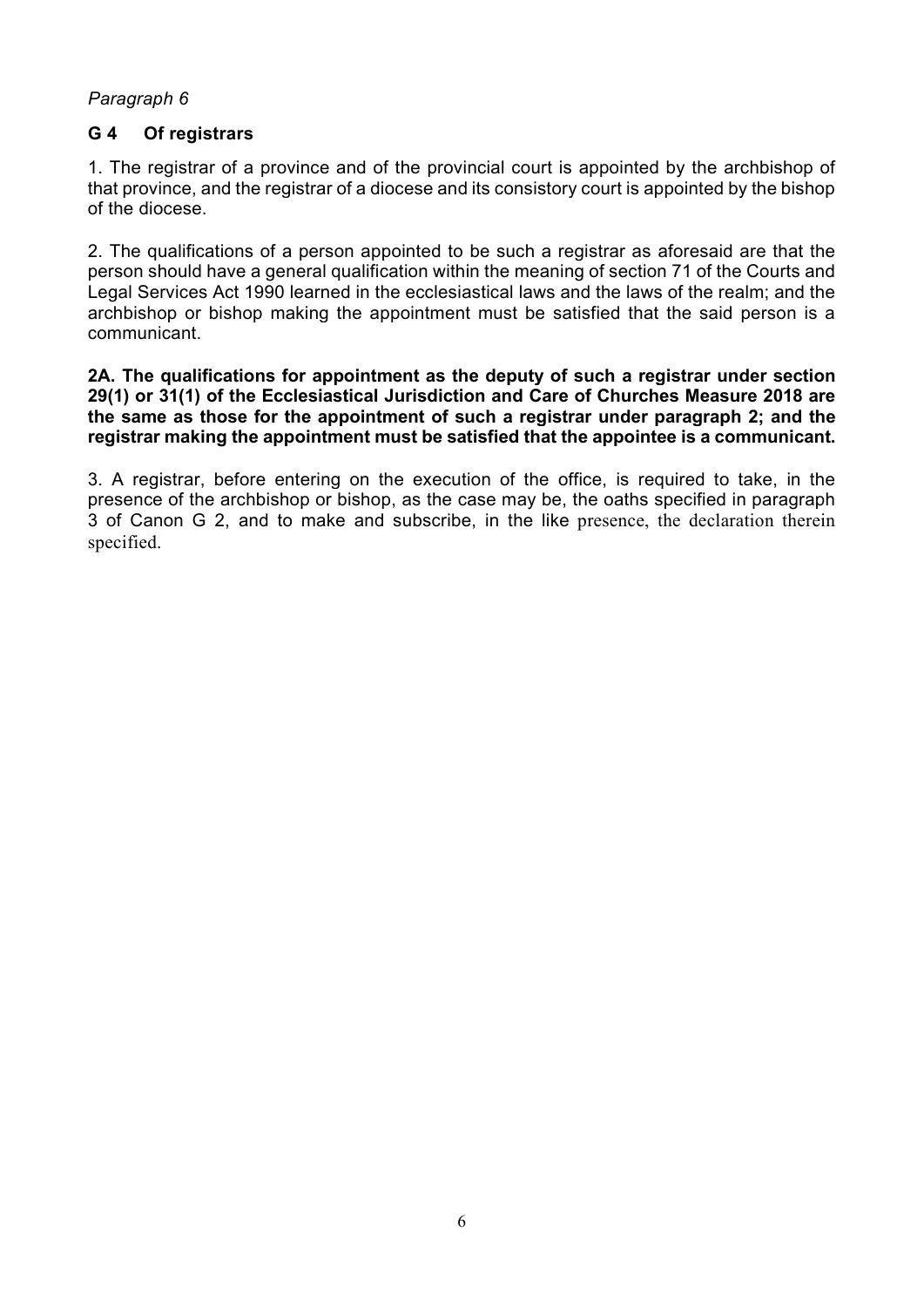*Paragraph 6*

## G 4 Of registrars

1. The registrar of a province and of the provincial court is appointed by the archbishop of that province, and the registrar of a diocese and its consistory court is appointed by the bishop of the diocese.

2. The qualifications of a person appointed to be such a registrar as aforesaid are that the person should have a general qualification within the meaning of section 71 of the Courts and Legal Services Act 1990 learned in the ecclesiastical laws and the laws of the realm; and the archbishop or bishop making the appointment must be satisfied that the said person is a communicant.

**2A. The qualifications for appointment as the deputy of such a registrar under section 29(1) or 31(1) of the Ecclesiastical Jurisdiction and Care of Churches Measure 2018 are the same as those for the appointment of such a registrar under paragraph 2; and the registrar making the appointment must be satisfied that the appointee is a communicant.**

3. A registrar, before entering on the execution of the office, is required to take, in the presence of the archbishop or bishop, as the case may be, the oaths specified in paragraph 3 of Canon G 2, and to make and subscribe, in the like presence, the declaration therein specified.